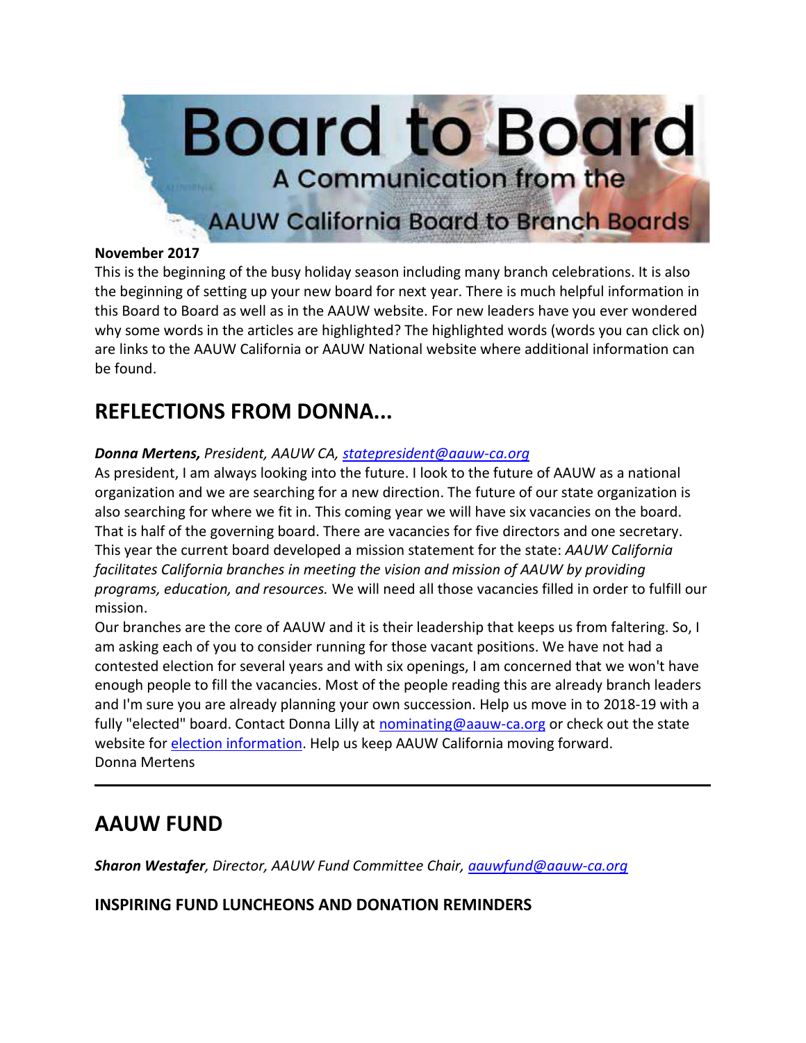# Board to Board

## A Communication from the AAUW California Board to Branch Boards

**November 2017**

This is the beginning of the busy holiday season including many branch celebrations. It is also the beginning of setting up your new board for next year. There is much helpful information in this Board to Board as well as in the AAUW website. For new leaders have you ever wondered why some words in the articles are highlighted? The highlighted words (words you can click on) are links to the AAUW California or AAUW National website where additional information can be found.

## REFLECTIONS FROM DONNA...

***Donna Mertens,** President, AAUW CA, statepresident@aauw-ca.org*

As president, I am always looking into the future. I look to the future of AAUW as a national organization and we are searching for a new direction. The future of our state organization is also searching for where we fit in. This coming year we will have six vacancies on the board. That is half of the governing board. There are vacancies for five directors and one secretary. This year the current board developed a mission statement for the state: *AAUW California facilitates California branches in meeting the vision and mission of AAUW by providing programs, education, and resources.* We will need all those vacancies filled in order to fulfill our mission.

Our branches are the core of AAUW and it is their leadership that keeps us from faltering. So, I am asking each of you to consider running for those vacant positions. We have not had a contested election for several years and with six openings, I am concerned that we won't have enough people to fill the vacancies. Most of the people reading this are already branch leaders and I'm sure you are already planning your own succession. Help us move in to 2018-19 with a fully "elected" board. Contact Donna Lilly at nominating@aauw-ca.org or check out the state website for election information. Help us keep AAUW California moving forward.

Donna Mertens

---

## AAUW FUND

***Sharon Westafer**, Director, AAUW Fund Committee Chair, aauwfund@aauw-ca.org*

### INSPIRING FUND LUNCHEONS AND DONATION REMINDERS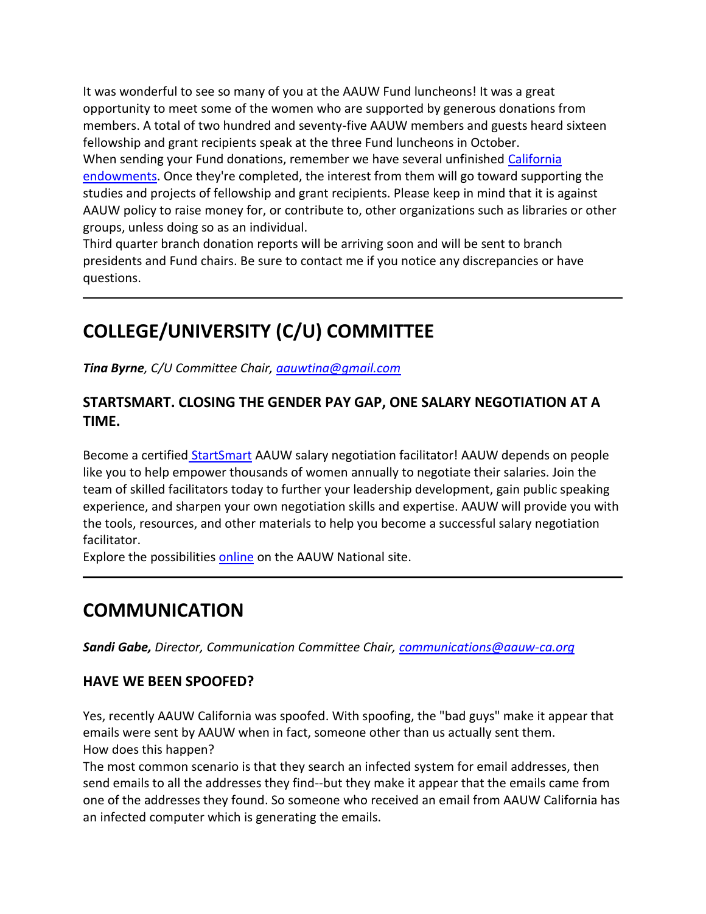It was wonderful to see so many of you at the AAUW Fund luncheons! It was a great opportunity to meet some of the women who are supported by generous donations from members. A total of two hundred and seventy-five AAUW members and guests heard sixteen fellowship and grant recipients speak at the three Fund luncheons in October.

When sending your Fund donations, remember we have several unfinished California endowments. Once they're completed, the interest from them will go toward supporting the studies and projects of fellowship and grant recipients. Please keep in mind that it is against AAUW policy to raise money for, or contribute to, other organizations such as libraries or other groups, unless doing so as an individual.

Third quarter branch donation reports will be arriving soon and will be sent to branch presidents and Fund chairs. Be sure to contact me if you notice any discrepancies or have questions.

---

# COLLEGE/UNIVERSITY (C/U) COMMITTEE

***Tina Byrne**, C/U Committee Chair, aauwtina@gmail.com*

### STARTSMART. CLOSING THE GENDER PAY GAP, ONE SALARY NEGOTIATION AT A TIME.

Become a certified StartSmart AAUW salary negotiation facilitator! AAUW depends on people like you to help empower thousands of women annually to negotiate their salaries. Join the team of skilled facilitators today to further your leadership development, gain public speaking experience, and sharpen your own negotiation skills and expertise. AAUW will provide you with the tools, resources, and other materials to help you become a successful salary negotiation facilitator.

Explore the possibilities online on the AAUW National site.

---

# COMMUNICATION

***Sandi Gabe,** Director, Communication Committee Chair, communications@aauw-ca.org*

### HAVE WE BEEN SPOOFED?

Yes, recently AAUW California was spoofed. With spoofing, the "bad guys" make it appear that emails were sent by AAUW when in fact, someone other than us actually sent them.

How does this happen?

The most common scenario is that they search an infected system for email addresses, then send emails to all the addresses they find--but they make it appear that the emails came from one of the addresses they found. So someone who received an email from AAUW California has an infected computer which is generating the emails.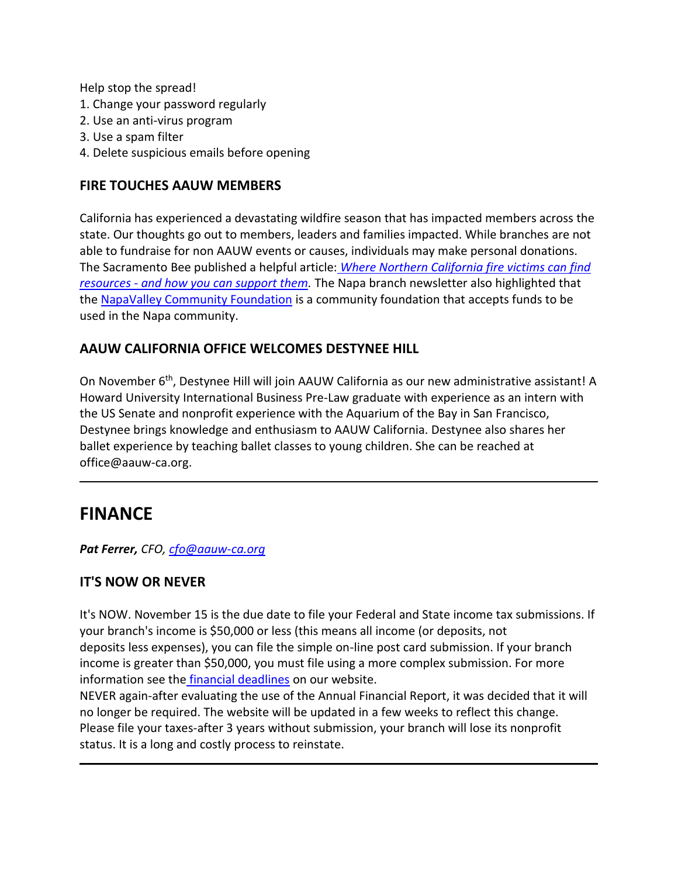Help stop the spread!

1. Change your password regularly
2. Use an anti-virus program
3. Use a spam filter
4. Delete suspicious emails before opening

### FIRE TOUCHES AAUW MEMBERS

California has experienced a devastating wildfire season that has impacted members across the state. Our thoughts go out to members, leaders and families impacted. While branches are not able to fundraise for non AAUW events or causes, individuals may make personal donations. The Sacramento Bee published a helpful article: *Where Northern California fire victims can find resources - and how you can support them.* The Napa branch newsletter also highlighted that the NapaValley Community Foundation is a community foundation that accepts funds to be used in the Napa community.

### AAUW CALIFORNIA OFFICE WELCOMES DESTYNEE HILL

On November 6th, Destynee Hill will join AAUW California as our new administrative assistant! A Howard University International Business Pre-Law graduate with experience as an intern with the US Senate and nonprofit experience with the Aquarium of the Bay in San Francisco, Destynee brings knowledge and enthusiasm to AAUW California. Destynee also shares her ballet experience by teaching ballet classes to young children. She can be reached at office@aauw-ca.org.

---

## FINANCE

***Pat Ferrer,*** *CFO, cfo@aauw-ca.org*

### IT'S NOW OR NEVER

It's NOW. November 15 is the due date to file your Federal and State income tax submissions. If your branch's income is $50,000 or less (this means all income (or deposits, not deposits less expenses), you can file the simple on-line post card submission. If your branch income is greater than $50,000, you must file using a more complex submission. For more information see the financial deadlines on our website.

NEVER again-after evaluating the use of the Annual Financial Report, it was decided that it will no longer be required. The website will be updated in a few weeks to reflect this change. Please file your taxes-after 3 years without submission, your branch will lose its nonprofit status. It is a long and costly process to reinstate.

---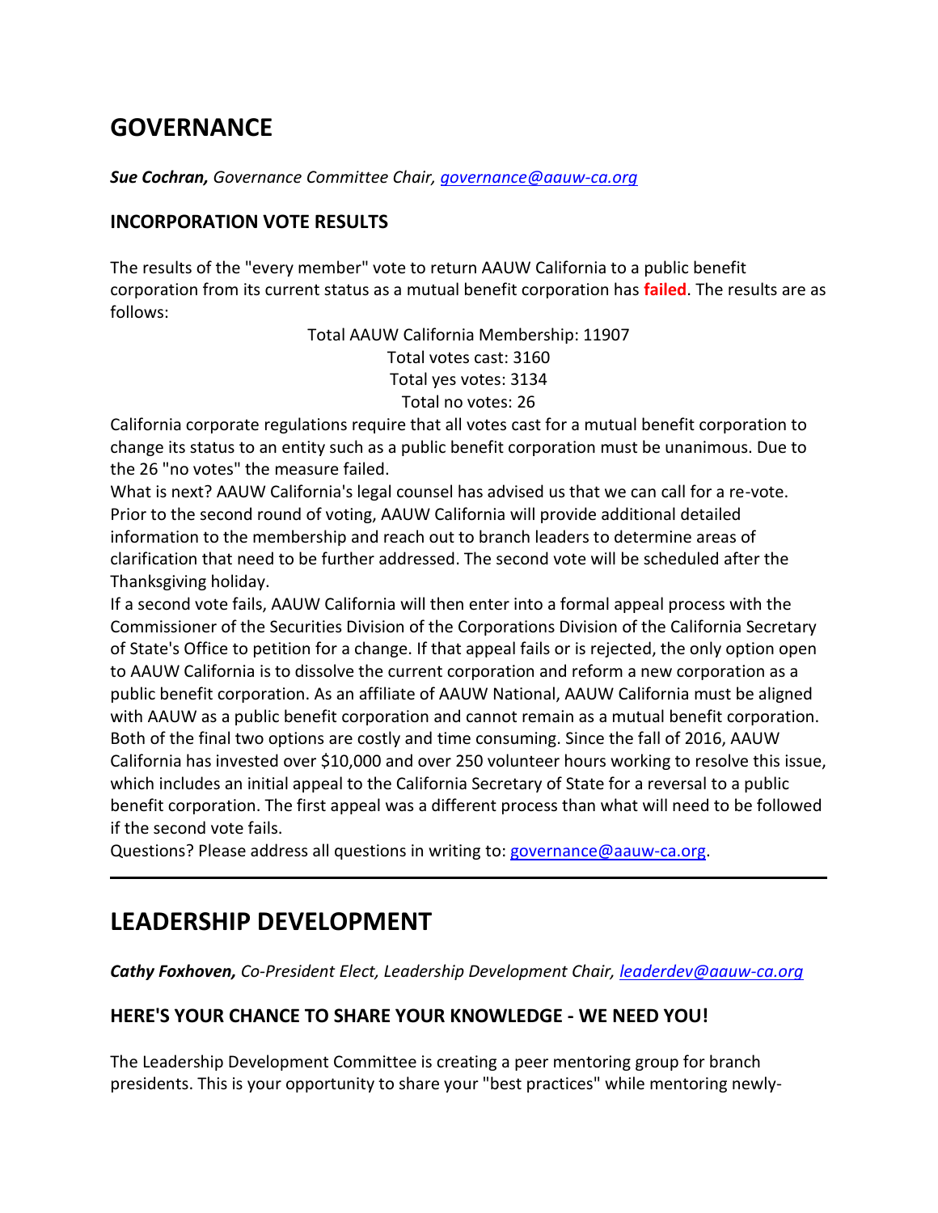## GOVERNANCE

***Sue Cochran,*** *Governance Committee Chair, [governance@aauw-ca.org](mailto:governance@aauw-ca.org)*

### INCORPORATION VOTE RESULTS

The results of the "every member" vote to return AAUW California to a public benefit corporation from its current status as a mutual benefit corporation has **failed**. The results are as follows:

Total AAUW California Membership: 11907
Total votes cast: 3160
Total yes votes: 3134
Total no votes: 26

California corporate regulations require that all votes cast for a mutual benefit corporation to change its status to an entity such as a public benefit corporation must be unanimous. Due to the 26 "no votes" the measure failed.

What is next? AAUW California's legal counsel has advised us that we can call for a re-vote. Prior to the second round of voting, AAUW California will provide additional detailed information to the membership and reach out to branch leaders to determine areas of clarification that need to be further addressed. The second vote will be scheduled after the Thanksgiving holiday.

If a second vote fails, AAUW California will then enter into a formal appeal process with the Commissioner of the Securities Division of the Corporations Division of the California Secretary of State's Office to petition for a change. If that appeal fails or is rejected, the only option open to AAUW California is to dissolve the current corporation and reform a new corporation as a public benefit corporation. As an affiliate of AAUW National, AAUW California must be aligned with AAUW as a public benefit corporation and cannot remain as a mutual benefit corporation. Both of the final two options are costly and time consuming. Since the fall of 2016, AAUW California has invested over $10,000 and over 250 volunteer hours working to resolve this issue, which includes an initial appeal to the California Secretary of State for a reversal to a public benefit corporation. The first appeal was a different process than what will need to be followed if the second vote fails.

Questions? Please address all questions in writing to: [governance@aauw-ca.org](mailto:governance@aauw-ca.org).

---

## LEADERSHIP DEVELOPMENT

***Cathy Foxhoven,*** *Co-President Elect, Leadership Development Chair, [leaderdev@aauw-ca.org](mailto:leaderdev@aauw-ca.org)*

### HERE'S YOUR CHANCE TO SHARE YOUR KNOWLEDGE - WE NEED YOU!

The Leadership Development Committee is creating a peer mentoring group for branch presidents. This is your opportunity to share your "best practices" while mentoring newly-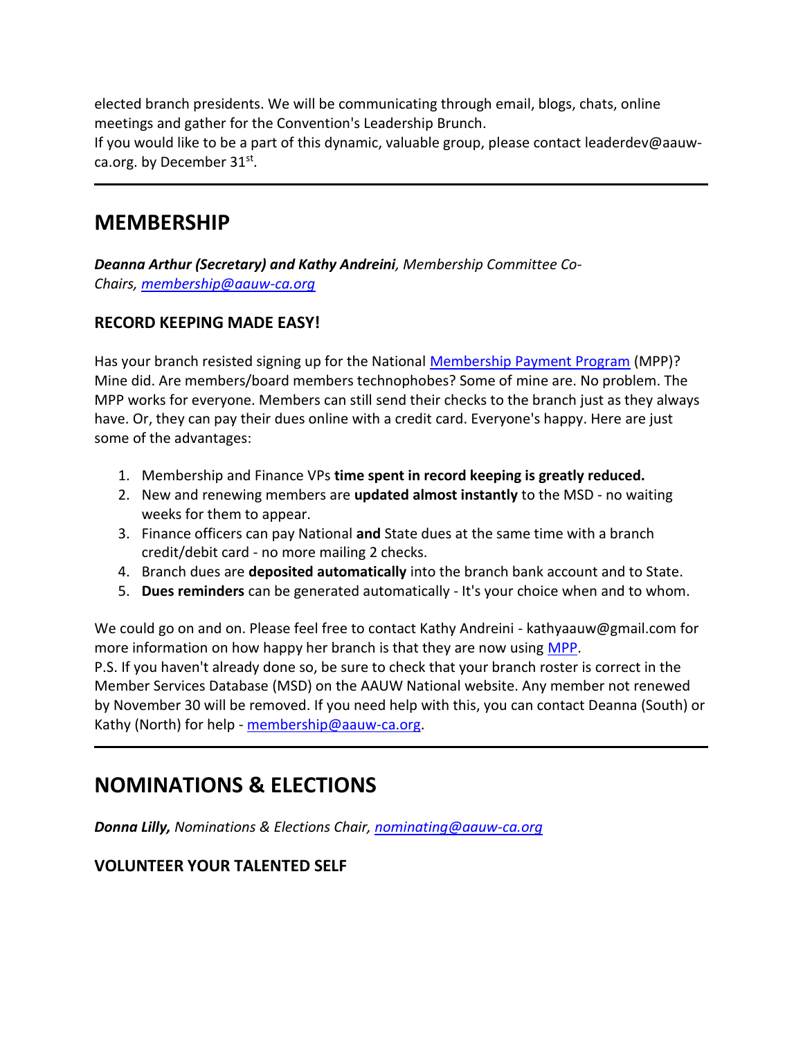elected branch presidents. We will be communicating through email, blogs, chats, online meetings and gather for the Convention's Leadership Brunch.
If you would like to be a part of this dynamic, valuable group, please contact leaderdev@aauw-ca.org. by December 31st.

---

## MEMBERSHIP

***Deanna Arthur (Secretary) and Kathy Andreini**, Membership Committee Co-Chairs, [membership@aauw-ca.org](mailto:membership@aauw-ca.org)*

### RECORD KEEPING MADE EASY!

Has your branch resisted signing up for the National [Membership Payment Program](#) (MPP)? Mine did. Are members/board members technophobes? Some of mine are. No problem. The MPP works for everyone. Members can still send their checks to the branch just as they always have. Or, they can pay their dues online with a credit card. Everyone's happy. Here are just some of the advantages:

1. Membership and Finance VPs **time spent in record keeping is greatly reduced.**
2. New and renewing members are **updated almost instantly** to the MSD - no waiting weeks for them to appear.
3. Finance officers can pay National **and** State dues at the same time with a branch credit/debit card - no more mailing 2 checks.
4. Branch dues are **deposited automatically** into the branch bank account and to State.
5. **Dues reminders** can be generated automatically - It's your choice when and to whom.

We could go on and on. Please feel free to contact Kathy Andreini - kathyaauw@gmail.com for more information on how happy her branch is that they are now using [MPP](#).
P.S. If you haven't already done so, be sure to check that your branch roster is correct in the Member Services Database (MSD) on the AAUW National website. Any member not renewed by November 30 will be removed. If you need help with this, you can contact Deanna (South) or Kathy (North) for help - [membership@aauw-ca.org](mailto:membership@aauw-ca.org).

---

## NOMINATIONS & ELECTIONS

***Donna Lilly,** Nominations & Elections Chair, [nominating@aauw-ca.org](mailto:nominating@aauw-ca.org)*

### VOLUNTEER YOUR TALENTED SELF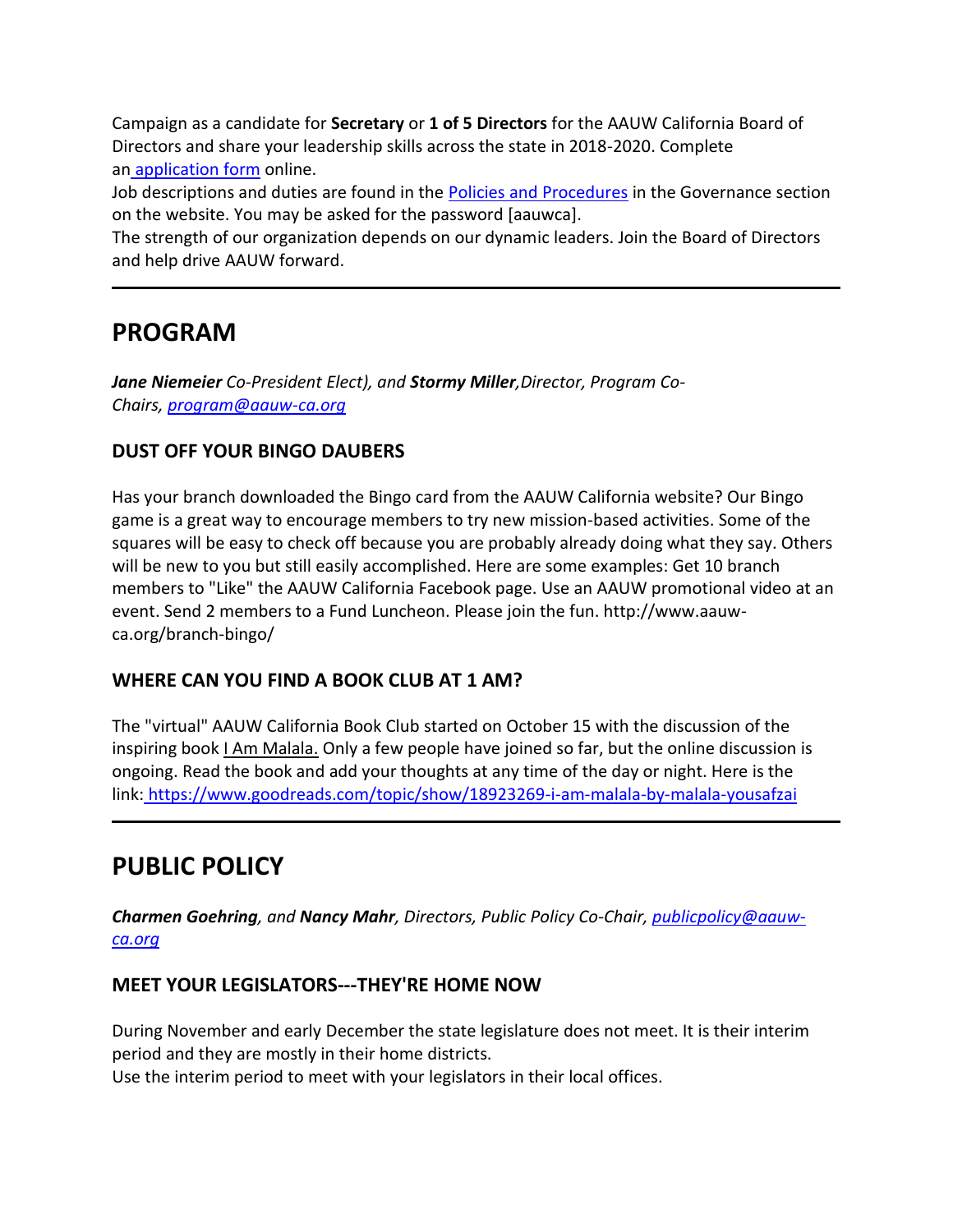Campaign as a candidate for **Secretary** or **1 of 5 Directors** for the AAUW California Board of Directors and share your leadership skills across the state in 2018-2020. Complete an application form online.
Job descriptions and duties are found in the Policies and Procedures in the Governance section on the website. You may be asked for the password [aauwca].
The strength of our organization depends on our dynamic leaders. Join the Board of Directors and help drive AAUW forward.

---

# PROGRAM

***Jane Niemeier** Co-President Elect), and **Stormy Miller**,Director, Program Co-Chairs, program@aauw-ca.org*

### DUST OFF YOUR BINGO DAUBERS

Has your branch downloaded the Bingo card from the AAUW California website? Our Bingo game is a great way to encourage members to try new mission-based activities. Some of the squares will be easy to check off because you are probably already doing what they say. Others will be new to you but still easily accomplished. Here are some examples: Get 10 branch members to "Like" the AAUW California Facebook page. Use an AAUW promotional video at an event. Send 2 members to a Fund Luncheon. Please join the fun. http://www.aauw-ca.org/branch-bingo/

### WHERE CAN YOU FIND A BOOK CLUB AT 1 AM?

The "virtual" AAUW California Book Club started on October 15 with the discussion of the inspiring book I Am Malala. Only a few people have joined so far, but the online discussion is ongoing. Read the book and add your thoughts at any time of the day or night. Here is the link: https://www.goodreads.com/topic/show/18923269-i-am-malala-by-malala-yousafzai

---

# PUBLIC POLICY

***Charmen Goehring**, and **Nancy Mahr**, Directors, Public Policy Co-Chair, publicpolicy@aauw-ca.org*

### MEET YOUR LEGISLATORS---THEY'RE HOME NOW

During November and early December the state legislature does not meet. It is their interim period and they are mostly in their home districts.
Use the interim period to meet with your legislators in their local offices.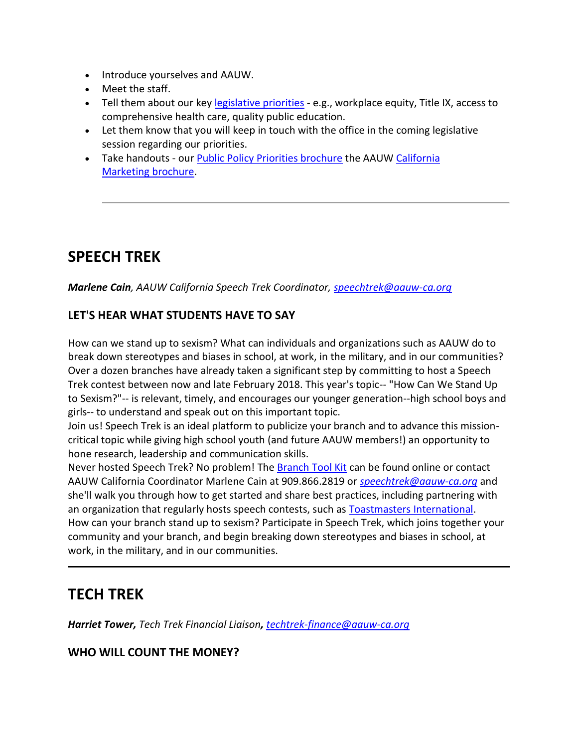- Introduce yourselves and AAUW.
- Meet the staff.
- Tell them about our key legislative priorities - e.g., workplace equity, Title IX, access to comprehensive health care, quality public education.
- Let them know that you will keep in touch with the office in the coming legislative session regarding our priorities.
- Take handouts - our Public Policy Priorities brochure the AAUW California Marketing brochure.

---

## SPEECH TREK

***Marlene Cain**, AAUW California Speech Trek Coordinator, speechtrek@aauw-ca.org*

### LET'S HEAR WHAT STUDENTS HAVE TO SAY

How can we stand up to sexism? What can individuals and organizations such as AAUW do to break down stereotypes and biases in school, at work, in the military, and in our communities? Over a dozen branches have already taken a significant step by committing to host a Speech Trek contest between now and late February 2018. This year's topic-- "How Can We Stand Up to Sexism?"-- is relevant, timely, and encourages our younger generation--high school boys and girls-- to understand and speak out on this important topic.

Join us! Speech Trek is an ideal platform to publicize your branch and to advance this mission-critical topic while giving high school youth (and future AAUW members!) an opportunity to hone research, leadership and communication skills.

Never hosted Speech Trek? No problem! The Branch Tool Kit can be found online or contact AAUW California Coordinator Marlene Cain at 909.866.2819 or *speechtrek@aauw-ca.org* and she'll walk you through how to get started and share best practices, including partnering with an organization that regularly hosts speech contests, such as Toastmasters International.

How can your branch stand up to sexism? Participate in Speech Trek, which joins together your community and your branch, and begin breaking down stereotypes and biases in school, at work, in the military, and in our communities.

---

## TECH TREK

***Harriet Tower,** Tech Trek Financial Liaison**,** techtrek-finance@aauw-ca.org*

### WHO WILL COUNT THE MONEY?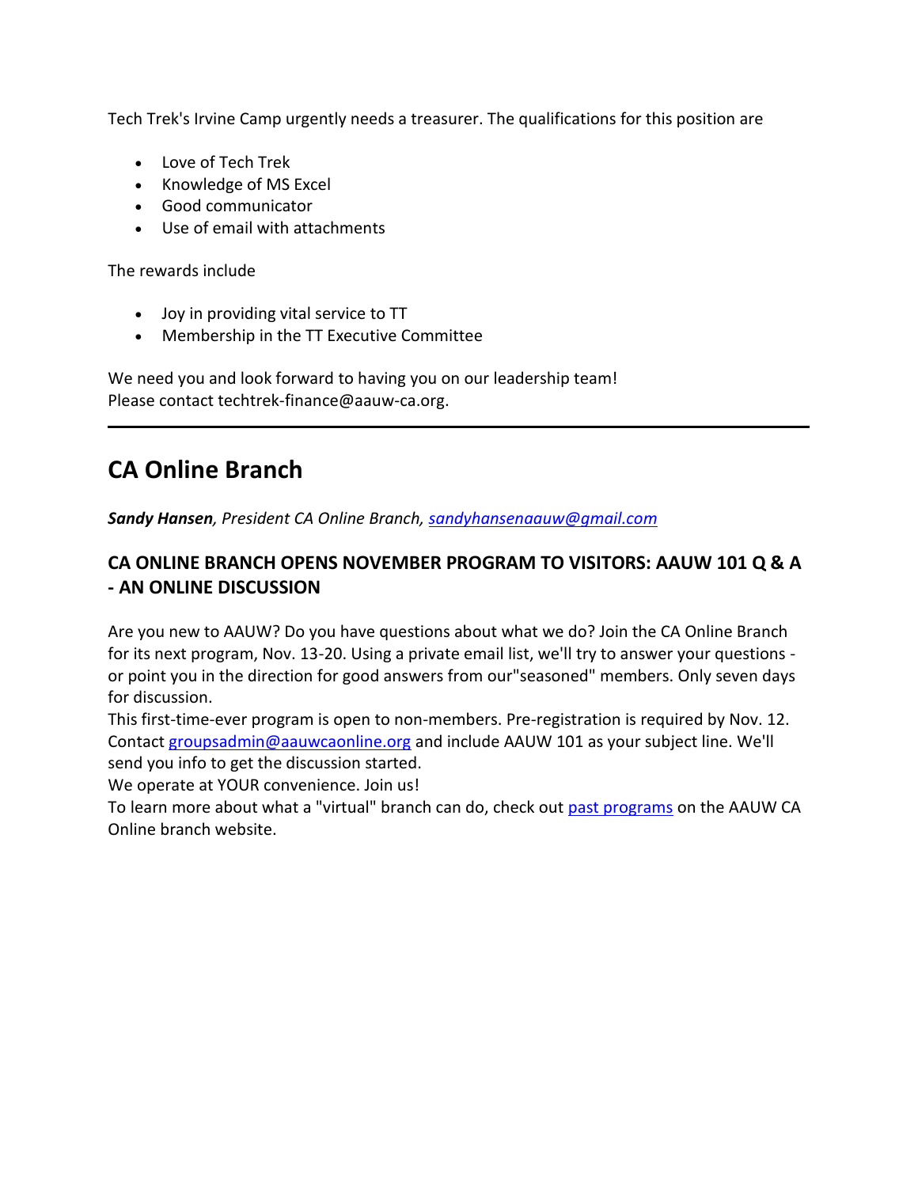Tech Trek's Irvine Camp urgently needs a treasurer. The qualifications for this position are

- Love of Tech Trek
- Knowledge of MS Excel
- Good communicator
- Use of email with attachments

The rewards include

- Joy in providing vital service to TT
- Membership in the TT Executive Committee

We need you and look forward to having you on our leadership team!
Please contact techtrek-finance@aauw-ca.org.

---

## CA Online Branch

***Sandy Hansen**, President CA Online Branch, sandyhansenaauw@gmail.com*

### CA ONLINE BRANCH OPENS NOVEMBER PROGRAM TO VISITORS: AAUW 101 Q & A - AN ONLINE DISCUSSION

Are you new to AAUW? Do you have questions about what we do? Join the CA Online Branch for its next program, Nov. 13-20. Using a private email list, we'll try to answer your questions - or point you in the direction for good answers from our"seasoned" members. Only seven days for discussion.
This first-time-ever program is open to non-members. Pre-registration is required by Nov. 12. Contact groupsadmin@aauwcaonline.org and include AAUW 101 as your subject line. We'll send you info to get the discussion started.
We operate at YOUR convenience. Join us!
To learn more about what a "virtual" branch can do, check out past programs on the AAUW CA Online branch website.